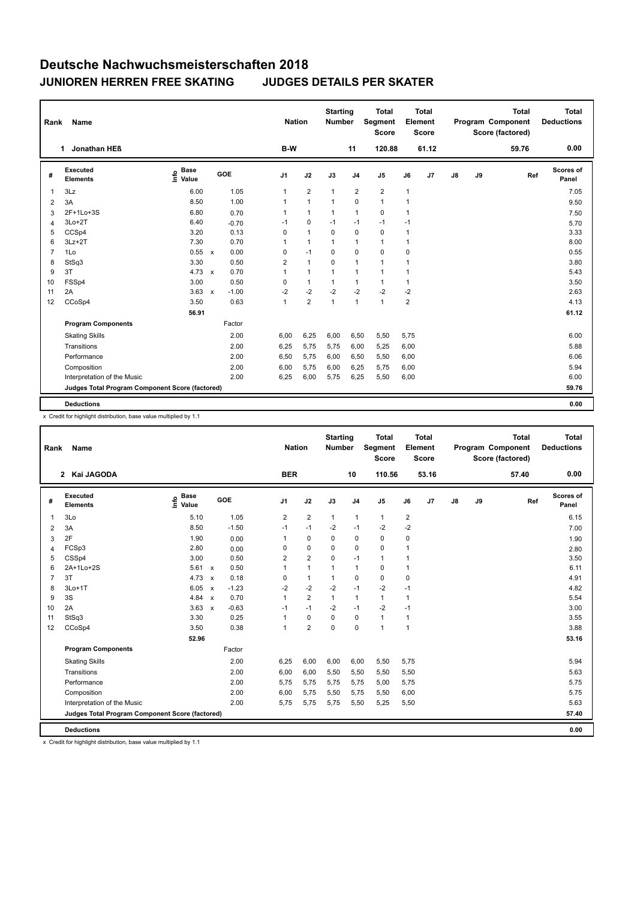# Deutsche Nachwuchsmeisterschaften 2018

## JUNIOREN HERREN FREE SKATING JUDGES DETAILS PER SKATER

| Rank | Name | Nation | Starting Number | Total Segment Score | Total Element Score | Total Program Component Score (factored) | Total Deductions |
|---|---|---|---|---|---|---|---|
| 1 | Jonathan HEß | B-W | 11 | 120.88 | 61.12 | 59.76 | 0.00 |

| # | Executed Elements | Info | Base Value | | GOE | J1 | J2 | J3 | J4 | J5 | J6 | J7 | J8 | J9 | Ref | Scores of Panel |
|---|---|---|---|---|---|---|---|---|---|---|---|---|---|---|---|---|
| 1 | 3Lz | | 6.00 | | 1.05 | 1 | 2 | 1 | 2 | 2 | 1 | | | | | 7.05 |
| 2 | 3A | | 8.50 | | 1.00 | 1 | 1 | 1 | 0 | 1 | 1 | | | | | 9.50 |
| 3 | 2F+1Lo+3S | | 6.80 | | 0.70 | 1 | 1 | 1 | 1 | 0 | 1 | | | | | 7.50 |
| 4 | 3Lo+2T | | 6.40 | | -0.70 | -1 | 0 | -1 | -1 | -1 | -1 | | | | | 5.70 |
| 5 | CCSp4 | | 3.20 | | 0.13 | 0 | 1 | 0 | 0 | 0 | 1 | | | | | 3.33 |
| 6 | 3Lz+2T | | 7.30 | | 0.70 | 1 | 1 | 1 | 1 | 1 | 1 | | | | | 8.00 |
| 7 | 1Lo | | 0.55 | x | 0.00 | 0 | -1 | 0 | 0 | 0 | 0 | | | | | 0.55 |
| 8 | StSq3 | | 3.30 | | 0.50 | 2 | 1 | 0 | 1 | 1 | 1 | | | | | 3.80 |
| 9 | 3T | | 4.73 | x | 0.70 | 1 | 1 | 1 | 1 | 1 | 1 | | | | | 5.43 |
| 10 | FSSp4 | | 3.00 | | 0.50 | 0 | 1 | 1 | 1 | 1 | 1 | | | | | 3.50 |
| 11 | 2A | | 3.63 | x | -1.00 | -2 | -2 | -2 | -2 | -2 | -2 | | | | | 2.63 |
| 12 | CCoSp4 | | 3.50 | | 0.63 | 1 | 2 | 1 | 1 | 1 | 2 | | | | | 4.13 |
| | | | 56.91 | | | | | | | | | | | | | 61.12 |
| | **Program Components** | | | | Factor | | | | | | | | | | | |
| | Skating Skills | | | | 2.00 | 6,00 | 6,25 | 6,00 | 6,50 | 5,50 | 5,75 | | | | | 6.00 |
| | Transitions | | | | 2.00 | 6,25 | 5,75 | 5,75 | 6,00 | 5,25 | 6,00 | | | | | 5.88 |
| | Performance | | | | 2.00 | 6,50 | 5,75 | 6,00 | 6,50 | 5,50 | 6,00 | | | | | 6.06 |
| | Composition | | | | 2.00 | 6,00 | 5,75 | 6,00 | 6,25 | 5,75 | 6,00 | | | | | 5.94 |
| | Interpretation of the Music | | | | 2.00 | 6,25 | 6,00 | 5,75 | 6,25 | 5,50 | 6,00 | | | | | 6.00 |
| | **Judges Total Program Component Score (factored)** | | | | | | | | | | | | | | | 59.76 |
| | **Deductions** | | | | | | | | | | | | | | | 0.00 |

x Credit for highlight distribution, base value multiplied by 1.1

| Rank | Name | Nation | Starting Number | Total Segment Score | Total Element Score | Total Program Component Score (factored) | Total Deductions |
|---|---|---|---|---|---|---|---|
| 2 | Kai JAGODA | BER | 10 | 110.56 | 53.16 | 57.40 | 0.00 |

| # | Executed Elements | Info | Base Value | | GOE | J1 | J2 | J3 | J4 | J5 | J6 | J7 | J8 | J9 | Ref | Scores of Panel |
|---|---|---|---|---|---|---|---|---|---|---|---|---|---|---|---|---|
| 1 | 3Lo | | 5.10 | | 1.05 | 2 | 2 | 1 | 1 | 1 | 2 | | | | | 6.15 |
| 2 | 3A | | 8.50 | | -1.50 | -1 | -1 | -2 | -1 | -2 | -2 | | | | | 7.00 |
| 3 | 2F | | 1.90 | | 0.00 | 1 | 0 | 0 | 0 | 0 | 0 | | | | | 1.90 |
| 4 | FCSp3 | | 2.80 | | 0.00 | 0 | 0 | 0 | 0 | 0 | 1 | | | | | 2.80 |
| 5 | CSSp4 | | 3.00 | | 0.50 | 2 | 2 | 0 | -1 | 1 | 1 | | | | | 3.50 |
| 6 | 2A+1Lo+2S | | 5.61 | x | 0.50 | 1 | 1 | 1 | 1 | 0 | 1 | | | | | 6.11 |
| 7 | 3T | | 4.73 | x | 0.18 | 0 | 1 | 1 | 0 | 0 | 0 | | | | | 4.91 |
| 8 | 3Lo+1T | | 6.05 | x | -1.23 | -2 | -2 | -2 | -1 | -2 | -1 | | | | | 4.82 |
| 9 | 3S | | 4.84 | x | 0.70 | 1 | 2 | 1 | 1 | 1 | 1 | | | | | 5.54 |
| 10 | 2A | | 3.63 | x | -0.63 | -1 | -1 | -2 | -1 | -2 | -1 | | | | | 3.00 |
| 11 | StSq3 | | 3.30 | | 0.25 | 1 | 0 | 0 | 0 | 1 | 1 | | | | | 3.55 |
| 12 | CCoSp4 | | 3.50 | | 0.38 | 1 | 2 | 0 | 0 | 1 | 1 | | | | | 3.88 |
| | | | 52.96 | | | | | | | | | | | | | 53.16 |
| | **Program Components** | | | | Factor | | | | | | | | | | | |
| | Skating Skills | | | | 2.00 | 6,25 | 6,00 | 6,00 | 6,00 | 5,50 | 5,75 | | | | | 5.94 |
| | Transitions | | | | 2.00 | 6,00 | 6,00 | 5,50 | 5,50 | 5,50 | 5,50 | | | | | 5.63 |
| | Performance | | | | 2.00 | 5,75 | 5,75 | 5,75 | 5,75 | 5,00 | 5,75 | | | | | 5.75 |
| | Composition | | | | 2.00 | 6,00 | 5,75 | 5,50 | 5,75 | 5,50 | 6,00 | | | | | 5.75 |
| | Interpretation of the Music | | | | 2.00 | 5,75 | 5,75 | 5,75 | 5,50 | 5,25 | 5,50 | | | | | 5.63 |
| | **Judges Total Program Component Score (factored)** | | | | | | | | | | | | | | | 57.40 |
| | **Deductions** | | | | | | | | | | | | | | | 0.00 |

x Credit for highlight distribution, base value multiplied by 1.1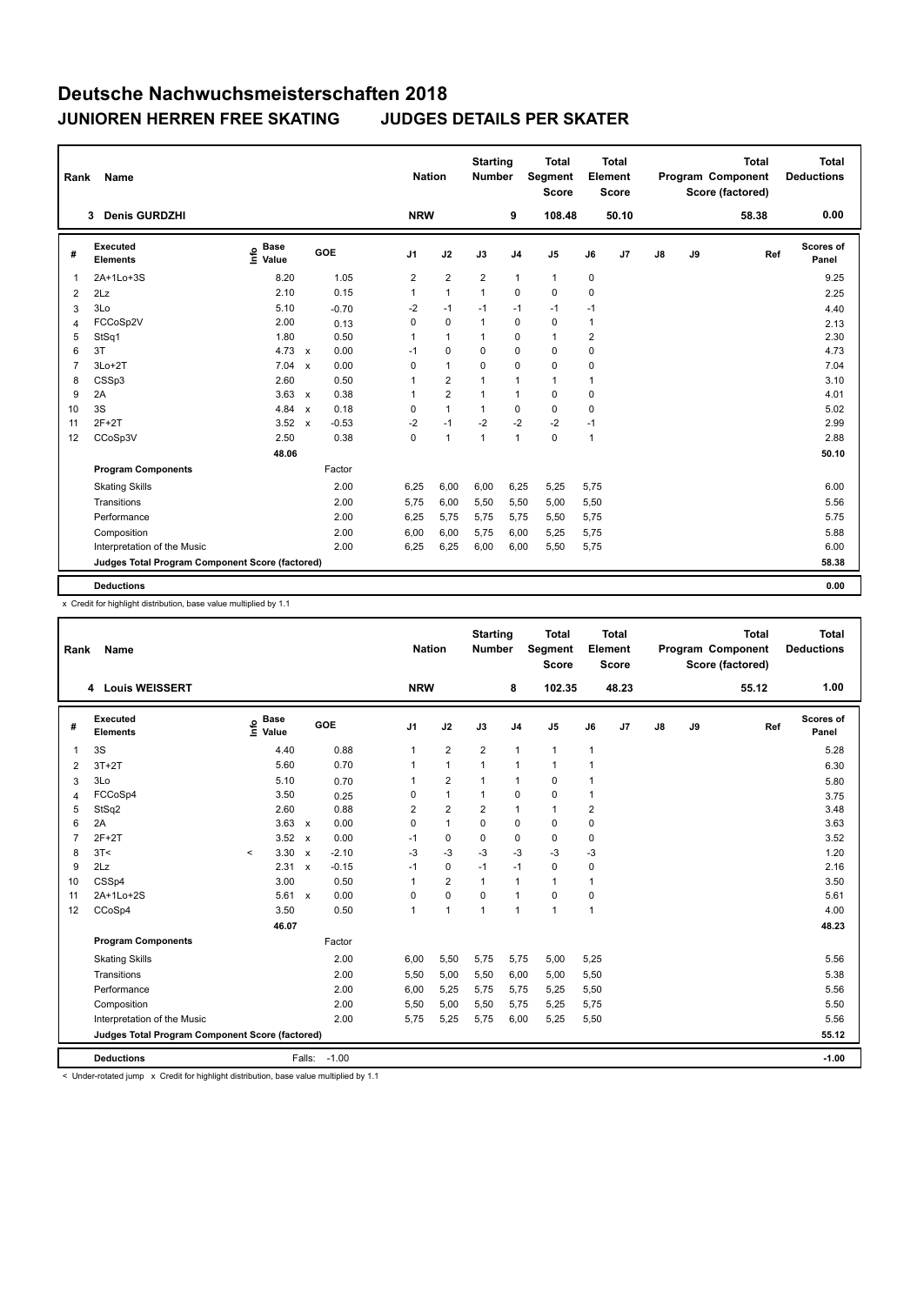# Deutsche Nachwuchsmeisterschaften 2018

## JUNIOREN HERREN FREE SKATING JUDGES DETAILS PER SKATER

| Rank | Name | Nation | Starting Number | Total Segment Score | Total Element Score | Total Program Component Score (factored) | Total Deductions |
|---|---|---|---|---|---|---|---|
| 3 | Denis GURDZHI | NRW | 9 | 108.48 | 50.10 | 58.38 | 0.00 |

| # | Executed Elements | Info | Base Value | | GOE | J1 | J2 | J3 | J4 | J5 | J6 | J7 | J8 | J9 | Ref | Scores of Panel |
|---|---|---|---|---|---|---|---|---|---|---|---|---|---|---|---|---|
| 1 | 2A+1Lo+3S | | 8.20 | | 1.05 | 2 | 2 | 2 | 1 | 1 | 0 | | | | | 9.25 |
| 2 | 2Lz | | 2.10 | | 0.15 | 1 | 1 | 1 | 0 | 0 | 0 | | | | | 2.25 |
| 3 | 3Lo | | 5.10 | | -0.70 | -2 | -1 | -1 | -1 | -1 | -1 | | | | | 4.40 |
| 4 | FCCoSp2V | | 2.00 | | 0.13 | 0 | 0 | 1 | 0 | 0 | 1 | | | | | 2.13 |
| 5 | StSq1 | | 1.80 | | 0.50 | 1 | 1 | 1 | 0 | 1 | 2 | | | | | 2.30 |
| 6 | 3T | | 4.73 | x | 0.00 | -1 | 0 | 0 | 0 | 0 | 0 | | | | | 4.73 |
| 7 | 3Lo+2T | | 7.04 | x | 0.00 | 0 | 1 | 0 | 0 | 0 | 0 | | | | | 7.04 |
| 8 | CSSp3 | | 2.60 | | 0.50 | 1 | 2 | 1 | 1 | 1 | 1 | | | | | 3.10 |
| 9 | 2A | | 3.63 | x | 0.38 | 1 | 2 | 1 | 1 | 0 | 0 | | | | | 4.01 |
| 10 | 3S | | 4.84 | x | 0.18 | 0 | 1 | 1 | 0 | 0 | 0 | | | | | 5.02 |
| 11 | 2F+2T | | 3.52 | x | -0.53 | -2 | -1 | -2 | -2 | -2 | -1 | | | | | 2.99 |
| 12 | CCoSp3V | | 2.50 | | 0.38 | 0 | 1 | 1 | 1 | 0 | 1 | | | | | 2.88 |
| | | | 48.06 | | | | | | | | | | | | | 50.10 |
| | **Program Components** | | | | Factor | | | | | | | | | | | |
| | Skating Skills | | | | 2.00 | 6,25 | 6,00 | 6,00 | 6,25 | 5,25 | 5,75 | | | | | 6.00 |
| | Transitions | | | | 2.00 | 5,75 | 6,00 | 5,50 | 5,50 | 5,00 | 5,50 | | | | | 5.56 |
| | Performance | | | | 2.00 | 6,25 | 5,75 | 5,75 | 5,75 | 5,50 | 5,75 | | | | | 5.75 |
| | Composition | | | | 2.00 | 6,00 | 6,00 | 5,75 | 6,00 | 5,25 | 5,75 | | | | | 5.88 |
| | Interpretation of the Music | | | | 2.00 | 6,25 | 6,25 | 6,00 | 6,00 | 5,50 | 5,75 | | | | | 6.00 |
| | **Judges Total Program Component Score (factored)** | | | | | | | | | | | | | | | 58.38 |
| | **Deductions** | | | | | | | | | | | | | | | 0.00 |

x Credit for highlight distribution, base value multiplied by 1.1

| Rank | Name | Nation | Starting Number | Total Segment Score | Total Element Score | Total Program Component Score (factored) | Total Deductions |
|---|---|---|---|---|---|---|---|
| 4 | Louis WEISSERT | NRW | 8 | 102.35 | 48.23 | 55.12 | 1.00 |

| # | Executed Elements | Info | Base Value | | GOE | J1 | J2 | J3 | J4 | J5 | J6 | J7 | J8 | J9 | Ref | Scores of Panel |
|---|---|---|---|---|---|---|---|---|---|---|---|---|---|---|---|---|
| 1 | 3S | | 4.40 | | 0.88 | 1 | 2 | 2 | 1 | 1 | 1 | | | | | 5.28 |
| 2 | 3T+2T | | 5.60 | | 0.70 | 1 | 1 | 1 | 1 | 1 | 1 | | | | | 6.30 |
| 3 | 3Lo | | 5.10 | | 0.70 | 1 | 2 | 1 | 1 | 0 | 1 | | | | | 5.80 |
| 4 | FCCoSp4 | | 3.50 | | 0.25 | 0 | 1 | 1 | 0 | 0 | 1 | | | | | 3.75 |
| 5 | StSq2 | | 2.60 | | 0.88 | 2 | 2 | 2 | 1 | 1 | 2 | | | | | 3.48 |
| 6 | 2A | | 3.63 | x | 0.00 | 0 | 1 | 0 | 0 | 0 | 0 | | | | | 3.63 |
| 7 | 2F+2T | | 3.52 | x | 0.00 | -1 | 0 | 0 | 0 | 0 | 0 | | | | | 3.52 |
| 8 | 3T< | < | 3.30 | x | -2.10 | -3 | -3 | -3 | -3 | -3 | -3 | | | | | 1.20 |
| 9 | 2Lz | | 2.31 | x | -0.15 | -1 | 0 | -1 | -1 | 0 | 0 | | | | | 2.16 |
| 10 | CSSp4 | | 3.00 | | 0.50 | 1 | 2 | 1 | 1 | 1 | 1 | | | | | 3.50 |
| 11 | 2A+1Lo+2S | | 5.61 | x | 0.00 | 0 | 0 | 0 | 1 | 0 | 0 | | | | | 5.61 |
| 12 | CCoSp4 | | 3.50 | | 0.50 | 1 | 1 | 1 | 1 | 1 | 1 | | | | | 4.00 |
| | | | 46.07 | | | | | | | | | | | | | 48.23 |
| | **Program Components** | | | | Factor | | | | | | | | | | | |
| | Skating Skills | | | | 2.00 | 6,00 | 5,50 | 5,75 | 5,75 | 5,00 | 5,25 | | | | | 5.56 |
| | Transitions | | | | 2.00 | 5,50 | 5,00 | 5,50 | 6,00 | 5,00 | 5,50 | | | | | 5.38 |
| | Performance | | | | 2.00 | 6,00 | 5,25 | 5,75 | 5,75 | 5,25 | 5,50 | | | | | 5.56 |
| | Composition | | | | 2.00 | 5,50 | 5,00 | 5,50 | 5,75 | 5,25 | 5,75 | | | | | 5.50 |
| | Interpretation of the Music | | | | 2.00 | 5,75 | 5,25 | 5,75 | 6,00 | 5,25 | 5,50 | | | | | 5.56 |
| | **Judges Total Program Component Score (factored)** | | | | | | | | | | | | | | | 55.12 |
| | **Deductions** | | Falls: | | -1.00 | | | | | | | | | | | -1.00 |

< Under-rotated jump x Credit for highlight distribution, base value multiplied by 1.1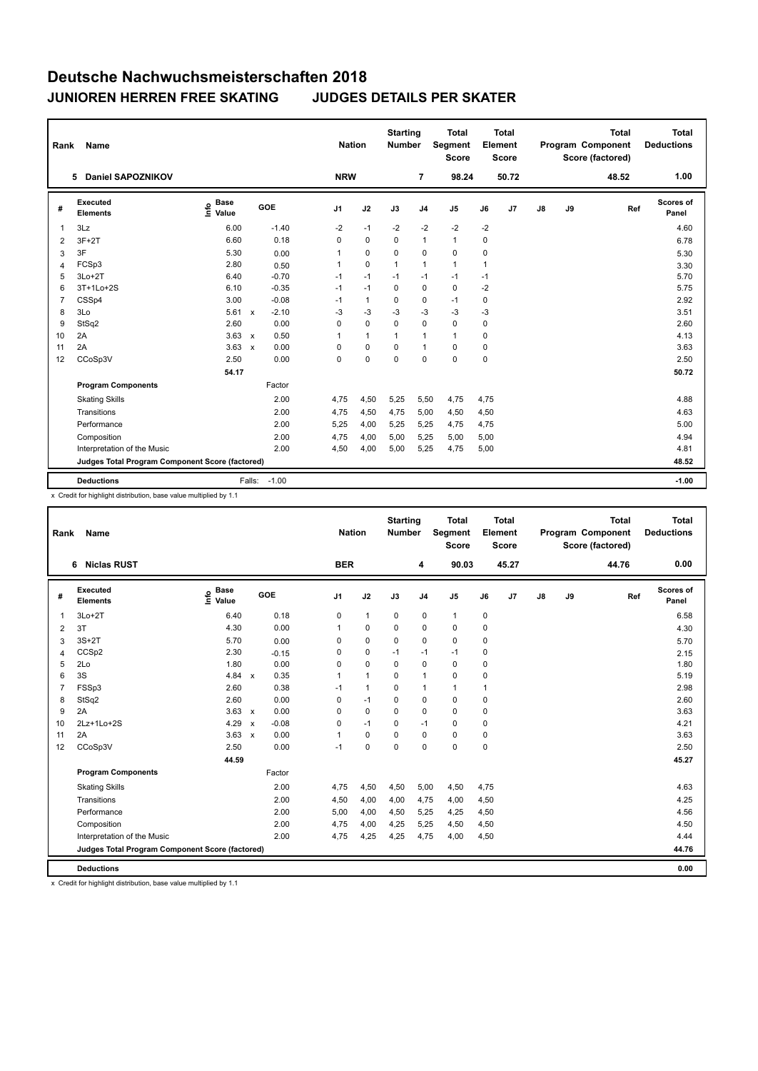# Deutsche Nachwuchsmeisterschaften 2018

## JUNIOREN HERREN FREE SKATING JUDGES DETAILS PER SKATER

| Rank | Name | Nation | Starting Number | Total Segment Score | Total Element Score | Total Program Component Score (factored) | Total Deductions |
|---|---|---|---|---|---|---|---|
| 5 | Daniel SAPOZNIKOV | NRW | 7 | 98.24 | 50.72 | 48.52 | 1.00 |

| # | Executed Elements | Info | Base Value | | GOE | J1 | J2 | J3 | J4 | J5 | J6 | J7 | J8 | J9 | Ref | Scores of Panel |
|---|---|---|---|---|---|---|---|---|---|---|---|---|---|---|---|---|
| 1 | 3Lz | | 6.00 | | -1.40 | -2 | -1 | -2 | -2 | -2 | -2 | | | | | 4.60 |
| 2 | 3F+2T | | 6.60 | | 0.18 | 0 | 0 | 0 | 1 | 1 | 0 | | | | | 6.78 |
| 3 | 3F | | 5.30 | | 0.00 | 1 | 0 | 0 | 0 | 0 | 0 | | | | | 5.30 |
| 4 | FCSp3 | | 2.80 | | 0.50 | 1 | 0 | 1 | 1 | 1 | 1 | | | | | 3.30 |
| 5 | 3Lo+2T | | 6.40 | | -0.70 | -1 | -1 | -1 | -1 | -1 | -1 | | | | | 5.70 |
| 6 | 3T+1Lo+2S | | 6.10 | | -0.35 | -1 | -1 | 0 | 0 | 0 | -2 | | | | | 5.75 |
| 7 | CSSp4 | | 3.00 | | -0.08 | -1 | 1 | 0 | 0 | -1 | 0 | | | | | 2.92 |
| 8 | 3Lo | | 5.61 | x | -2.10 | -3 | -3 | -3 | -3 | -3 | -3 | | | | | 3.51 |
| 9 | StSq2 | | 2.60 | | 0.00 | 0 | 0 | 0 | 0 | 0 | 0 | | | | | 2.60 |
| 10 | 2A | | 3.63 | x | 0.50 | 1 | 1 | 1 | 1 | 1 | 0 | | | | | 4.13 |
| 11 | 2A | | 3.63 | x | 0.00 | 0 | 0 | 0 | 1 | 0 | 0 | | | | | 3.63 |
| 12 | CCoSp3V | | 2.50 | | 0.00 | 0 | 0 | 0 | 0 | 0 | 0 | | | | | 2.50 |
| | | | 54.17 | | | | | | | | | | | | | 50.72 |
| | **Program Components** | | | | Factor | | | | | | | | | | | |
| | Skating Skills | | | | 2.00 | 4,75 | 4,50 | 5,25 | 5,50 | 4,75 | 4,75 | | | | | 4.88 |
| | Transitions | | | | 2.00 | 4,75 | 4,50 | 4,75 | 5,00 | 4,50 | 4,50 | | | | | 4.63 |
| | Performance | | | | 2.00 | 5,25 | 4,00 | 5,25 | 5,25 | 4,75 | 4,75 | | | | | 5.00 |
| | Composition | | | | 2.00 | 4,75 | 4,00 | 5,00 | 5,25 | 5,00 | 5,00 | | | | | 4.94 |
| | Interpretation of the Music | | | | 2.00 | 4,50 | 4,00 | 5,00 | 5,25 | 4,75 | 5,00 | | | | | 4.81 |
| | **Judges Total Program Component Score (factored)** | | | | | | | | | | | | | | | 48.52 |
| | **Deductions** | | | Falls: | -1.00 | | | | | | | | | | | -1.00 |

x Credit for highlight distribution, base value multiplied by 1.1

| Rank | Name | Nation | Starting Number | Total Segment Score | Total Element Score | Total Program Component Score (factored) | Total Deductions |
|---|---|---|---|---|---|---|---|
| 6 | Niclas RUST | BER | 4 | 90.03 | 45.27 | 44.76 | 0.00 |

| # | Executed Elements | Info | Base Value | | GOE | J1 | J2 | J3 | J4 | J5 | J6 | J7 | J8 | J9 | Ref | Scores of Panel |
|---|---|---|---|---|---|---|---|---|---|---|---|---|---|---|---|---|
| 1 | 3Lo+2T | | 6.40 | | 0.18 | 0 | 1 | 0 | 0 | 1 | 0 | | | | | 6.58 |
| 2 | 3T | | 4.30 | | 0.00 | 1 | 0 | 0 | 0 | 0 | 0 | | | | | 4.30 |
| 3 | 3S+2T | | 5.70 | | 0.00 | 0 | 0 | 0 | 0 | 0 | 0 | | | | | 5.70 |
| 4 | CCSp2 | | 2.30 | | -0.15 | 0 | 0 | -1 | -1 | -1 | 0 | | | | | 2.15 |
| 5 | 2Lo | | 1.80 | | 0.00 | 0 | 0 | 0 | 0 | 0 | 0 | | | | | 1.80 |
| 6 | 3S | | 4.84 | x | 0.35 | 1 | 1 | 0 | 1 | 0 | 0 | | | | | 5.19 |
| 7 | FSSp3 | | 2.60 | | 0.38 | -1 | 1 | 0 | 1 | 1 | 1 | | | | | 2.98 |
| 8 | StSq2 | | 2.60 | | 0.00 | 0 | -1 | 0 | 0 | 0 | 0 | | | | | 2.60 |
| 9 | 2A | | 3.63 | x | 0.00 | 0 | 0 | 0 | 0 | 0 | 0 | | | | | 3.63 |
| 10 | 2Lz+1Lo+2S | | 4.29 | x | -0.08 | 0 | -1 | 0 | -1 | 0 | 0 | | | | | 4.21 |
| 11 | 2A | | 3.63 | x | 0.00 | 1 | 0 | 0 | 0 | 0 | 0 | | | | | 3.63 |
| 12 | CCoSp3V | | 2.50 | | 0.00 | -1 | 0 | 0 | 0 | 0 | 0 | | | | | 2.50 |
| | | | 44.59 | | | | | | | | | | | | | 45.27 |
| | **Program Components** | | | | Factor | | | | | | | | | | | |
| | Skating Skills | | | | 2.00 | 4,75 | 4,50 | 4,50 | 5,00 | 4,50 | 4,75 | | | | | 4.63 |
| | Transitions | | | | 2.00 | 4,50 | 4,00 | 4,00 | 4,75 | 4,00 | 4,50 | | | | | 4.25 |
| | Performance | | | | 2.00 | 5,00 | 4,00 | 4,50 | 5,25 | 4,25 | 4,50 | | | | | 4.56 |
| | Composition | | | | 2.00 | 4,75 | 4,00 | 4,25 | 5,25 | 4,50 | 4,50 | | | | | 4.50 |
| | Interpretation of the Music | | | | 2.00 | 4,75 | 4,25 | 4,25 | 4,75 | 4,00 | 4,50 | | | | | 4.44 |
| | **Judges Total Program Component Score (factored)** | | | | | | | | | | | | | | | 44.76 |
| | **Deductions** | | | | | | | | | | | | | | | 0.00 |

x Credit for highlight distribution, base value multiplied by 1.1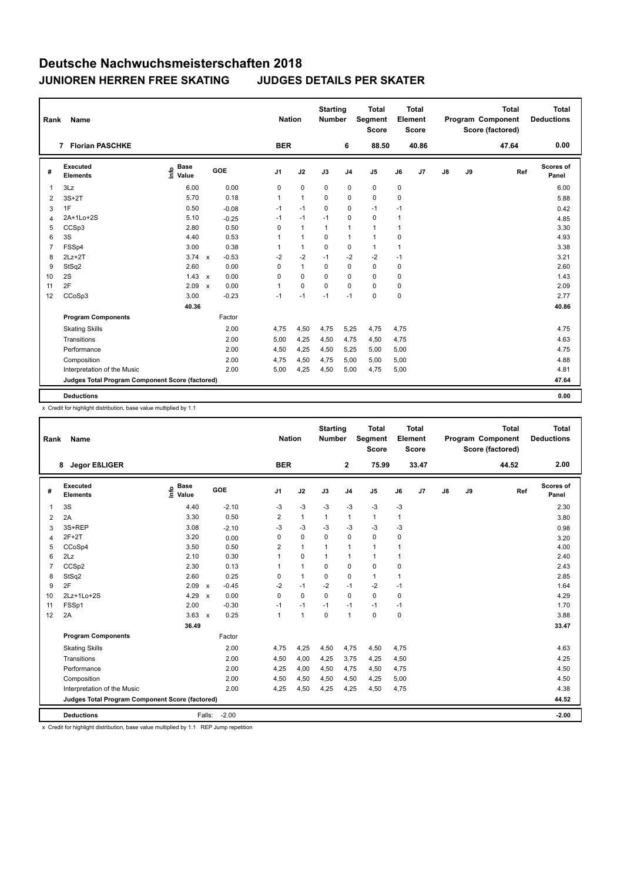# Deutsche Nachwuchsmeisterschaften 2018

## JUNIOREN HERREN FREE SKATING JUDGES DETAILS PER SKATER

| Rank | Name | Nation | Starting Number | Total Segment Score | Total Element Score | Total Program Component Score (factored) | Total Deductions |
|---|---|---|---|---|---|---|---|
| 7 | Florian PASCHKE | BER | 6 | 88.50 | 40.86 | 47.64 | 0.00 |

| # | Executed Elements | Info | Base Value | | GOE | J1 | J2 | J3 | J4 | J5 | J6 | J7 | J8 | J9 | Ref | Scores of Panel |
|---|---|---|---|---|---|---|---|---|---|---|---|---|---|---|---|---|
| 1 | 3Lz | | 6.00 | | 0.00 | 0 | 0 | 0 | 0 | 0 | 0 | | | | | 6.00 |
| 2 | 3S+2T | | 5.70 | | 0.18 | 1 | 1 | 0 | 0 | 0 | 0 | | | | | 5.88 |
| 3 | 1F | | 0.50 | | -0.08 | -1 | -1 | 0 | 0 | -1 | -1 | | | | | 0.42 |
| 4 | 2A+1Lo+2S | | 5.10 | | -0.25 | -1 | -1 | -1 | 0 | 0 | 1 | | | | | 4.85 |
| 5 | CCSp3 | | 2.80 | | 0.50 | 0 | 1 | 1 | 1 | 1 | 1 | | | | | 3.30 |
| 6 | 3S | | 4.40 | | 0.53 | 1 | 1 | 0 | 1 | 1 | 0 | | | | | 4.93 |
| 7 | FSSp4 | | 3.00 | | 0.38 | 1 | 1 | 0 | 0 | 1 | 1 | | | | | 3.38 |
| 8 | 2Lz+2T | | 3.74 | x | -0.53 | -2 | -2 | -1 | -2 | -2 | -1 | | | | | 3.21 |
| 9 | StSq2 | | 2.60 | | 0.00 | 0 | 1 | 0 | 0 | 0 | 0 | | | | | 2.60 |
| 10 | 2S | | 1.43 | x | 0.00 | 0 | 0 | 0 | 0 | 0 | 0 | | | | | 1.43 |
| 11 | 2F | | 2.09 | x | 0.00 | 1 | 0 | 0 | 0 | 0 | 0 | | | | | 2.09 |
| 12 | CCoSp3 | | 3.00 | | -0.23 | -1 | -1 | -1 | -1 | 0 | 0 | | | | | 2.77 |
| | | | 40.36 | | | | | | | | | | | | | 40.86 |
| | **Program Components** | | | | Factor | | | | | | | | | | | |
| | Skating Skills | | | | 2.00 | 4,75 | 4,50 | 4,75 | 5,25 | 4,75 | 4,75 | | | | | 4.75 |
| | Transitions | | | | 2.00 | 5,00 | 4,25 | 4,50 | 4,75 | 4,50 | 4,75 | | | | | 4.63 |
| | Performance | | | | 2.00 | 4,50 | 4,25 | 4,50 | 5,25 | 5,00 | 5,00 | | | | | 4.75 |
| | Composition | | | | 2.00 | 4,75 | 4,50 | 4,75 | 5,00 | 5,00 | 5,00 | | | | | 4.88 |
| | Interpretation of the Music | | | | 2.00 | 5,00 | 4,25 | 4,50 | 5,00 | 4,75 | 5,00 | | | | | 4.81 |
| | **Judges Total Program Component Score (factored)** | | | | | | | | | | | | | | | 47.64 |
| | **Deductions** | | | | | | | | | | | | | | | 0.00 |

x Credit for highlight distribution, base value multiplied by 1.1

| Rank | Name | Nation | Starting Number | Total Segment Score | Total Element Score | Total Program Component Score (factored) | Total Deductions |
|---|---|---|---|---|---|---|---|
| 8 | Jegor EßLIGER | BER | 2 | 75.99 | 33.47 | 44.52 | 2.00 |

| # | Executed Elements | Info | Base Value | | GOE | J1 | J2 | J3 | J4 | J5 | J6 | J7 | J8 | J9 | Ref | Scores of Panel |
|---|---|---|---|---|---|---|---|---|---|---|---|---|---|---|---|---|
| 1 | 3S | | 4.40 | | -2.10 | -3 | -3 | -3 | -3 | -3 | -3 | | | | | 2.30 |
| 2 | 2A | | 3.30 | | 0.50 | 2 | 1 | 1 | 1 | 1 | 1 | | | | | 3.80 |
| 3 | 3S+REP | | 3.08 | | -2.10 | -3 | -3 | -3 | -3 | -3 | -3 | | | | | 0.98 |
| 4 | 2F+2T | | 3.20 | | 0.00 | 0 | 0 | 0 | 0 | 0 | 0 | | | | | 3.20 |
| 5 | CCoSp4 | | 3.50 | | 0.50 | 2 | 1 | 1 | 1 | 1 | 1 | | | | | 4.00 |
| 6 | 2Lz | | 2.10 | | 0.30 | 1 | 0 | 1 | 1 | 1 | 1 | | | | | 2.40 |
| 7 | CCSp2 | | 2.30 | | 0.13 | 1 | 1 | 0 | 0 | 0 | 0 | | | | | 2.43 |
| 8 | StSq2 | | 2.60 | | 0.25 | 0 | 1 | 0 | 0 | 1 | 1 | | | | | 2.85 |
| 9 | 2F | | 2.09 | x | -0.45 | -2 | -1 | -2 | -1 | -2 | -1 | | | | | 1.64 |
| 10 | 2Lz+1Lo+2S | | 4.29 | x | 0.00 | 0 | 0 | 0 | 0 | 0 | 0 | | | | | 4.29 |
| 11 | FSSp1 | | 2.00 | | -0.30 | -1 | -1 | -1 | -1 | -1 | -1 | | | | | 1.70 |
| 12 | 2A | | 3.63 | x | 0.25 | 1 | 1 | 0 | 1 | 0 | 0 | | | | | 3.88 |
| | | | 36.49 | | | | | | | | | | | | | 33.47 |
| | **Program Components** | | | | Factor | | | | | | | | | | | |
| | Skating Skills | | | | 2.00 | 4,75 | 4,25 | 4,50 | 4,75 | 4,50 | 4,75 | | | | | 4.63 |
| | Transitions | | | | 2.00 | 4,50 | 4,00 | 4,25 | 3,75 | 4,25 | 4,50 | | | | | 4.25 |
| | Performance | | | | 2.00 | 4,25 | 4,00 | 4,50 | 4,75 | 4,50 | 4,75 | | | | | 4.50 |
| | Composition | | | | 2.00 | 4,50 | 4,50 | 4,50 | 4,50 | 4,25 | 5,00 | | | | | 4.50 |
| | Interpretation of the Music | | | | 2.00 | 4,25 | 4,50 | 4,25 | 4,25 | 4,50 | 4,75 | | | | | 4.38 |
| | **Judges Total Program Component Score (factored)** | | | | | | | | | | | | | | | 44.52 |
| | **Deductions** | | Falls: | | -2.00 | | | | | | | | | | | -2.00 |

x Credit for highlight distribution, base value multiplied by 1.1 REP Jump repetition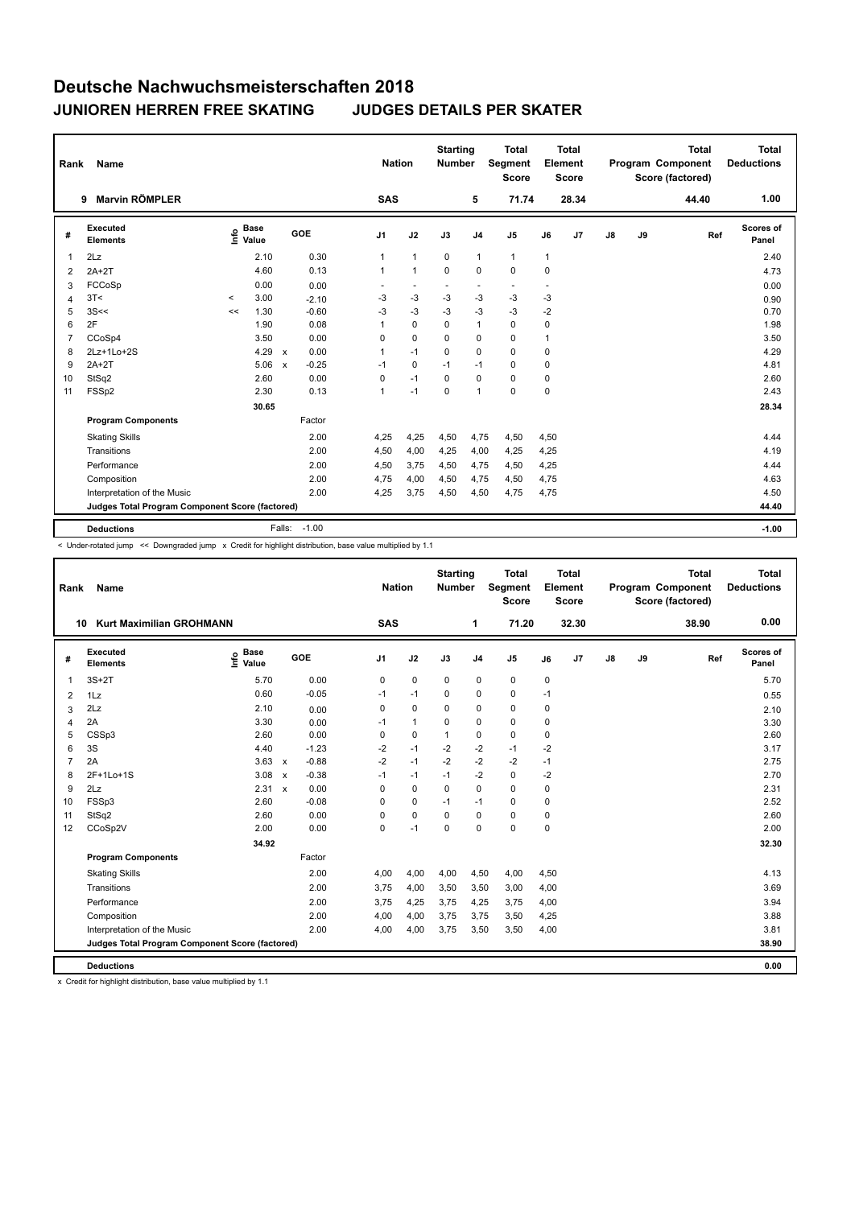# Deutsche Nachwuchsmeisterschaften 2018

## JUNIOREN HERREN FREE SKATING JUDGES DETAILS PER SKATER

| Rank | Name | Nation | Starting Number | Total Segment Score | Total Element Score | Total Program Component Score (factored) | Total Deductions |
|---|---|---|---|---|---|---|---|
| 9 | Marvin RÖMPLER | SAS | 5 | 71.74 | 28.34 | 44.40 | 1.00 |

| # | Executed Elements | Info | Base Value | | GOE | J1 | J2 | J3 | J4 | J5 | J6 | J7 | J8 | J9 | Ref | Scores of Panel |
|---|---|---|---|---|---|---|---|---|---|---|---|---|---|---|---|---|
| 1 | 2Lz | | 2.10 | | 0.30 | 1 | 1 | 0 | 1 | 1 | 1 | | | | | 2.40 |
| 2 | 2A+2T | | 4.60 | | 0.13 | 1 | 1 | 0 | 0 | 0 | 0 | | | | | 4.73 |
| 3 | FCCoSp | | 0.00 | | 0.00 | - | - | - | - | - | - | | | | | 0.00 |
| 4 | 3T< | < | 3.00 | | -2.10 | -3 | -3 | -3 | -3 | -3 | -3 | | | | | 0.90 |
| 5 | 3S<< | << | 1.30 | | -0.60 | -3 | -3 | -3 | -3 | -3 | -2 | | | | | 0.70 |
| 6 | 2F | | 1.90 | | 0.08 | 1 | 0 | 0 | 1 | 0 | 0 | | | | | 1.98 |
| 7 | CCoSp4 | | 3.50 | | 0.00 | 0 | 0 | 0 | 0 | 0 | 1 | | | | | 3.50 |
| 8 | 2Lz+1Lo+2S | | 4.29 | x | 0.00 | 1 | -1 | 0 | 0 | 0 | 0 | | | | | 4.29 |
| 9 | 2A+2T | | 5.06 | x | -0.25 | -1 | 0 | -1 | -1 | 0 | 0 | | | | | 4.81 |
| 10 | StSq2 | | 2.60 | | 0.00 | 0 | -1 | 0 | 0 | 0 | 0 | | | | | 2.60 |
| 11 | FSSp2 | | 2.30 | | 0.13 | 1 | -1 | 0 | 1 | 0 | 0 | | | | | 2.43 |
| | | | 30.65 | | | | | | | | | | | | | 28.34 |
| | **Program Components** | | | | Factor | | | | | | | | | | | |
| | Skating Skills | | | | 2.00 | 4,25 | 4,25 | 4,50 | 4,75 | 4,50 | 4,50 | | | | | 4.44 |
| | Transitions | | | | 2.00 | 4,50 | 4,00 | 4,25 | 4,00 | 4,25 | 4,25 | | | | | 4.19 |
| | Performance | | | | 2.00 | 4,50 | 3,75 | 4,50 | 4,75 | 4,50 | 4,25 | | | | | 4.44 |
| | Composition | | | | 2.00 | 4,75 | 4,00 | 4,50 | 4,75 | 4,50 | 4,75 | | | | | 4.63 |
| | Interpretation of the Music | | | | 2.00 | 4,25 | 3,75 | 4,50 | 4,50 | 4,75 | 4,75 | | | | | 4.50 |
| | **Judges Total Program Component Score (factored)** | | | | | | | | | | | | | | | 44.40 |
| | **Deductions** | | | Falls: | -1.00 | | | | | | | | | | | -1.00 |

< Under-rotated jump << Downgraded jump x Credit for highlight distribution, base value multiplied by 1.1

| Rank | Name | Nation | Starting Number | Total Segment Score | Total Element Score | Total Program Component Score (factored) | Total Deductions |
|---|---|---|---|---|---|---|---|
| 10 | Kurt Maximilian GROHMANN | SAS | 1 | 71.20 | 32.30 | 38.90 | 0.00 |

| # | Executed Elements | Info | Base Value | | GOE | J1 | J2 | J3 | J4 | J5 | J6 | J7 | J8 | J9 | Ref | Scores of Panel |
|---|---|---|---|---|---|---|---|---|---|---|---|---|---|---|---|---|
| 1 | 3S+2T | | 5.70 | | 0.00 | 0 | 0 | 0 | 0 | 0 | 0 | | | | | 5.70 |
| 2 | 1Lz | | 0.60 | | -0.05 | -1 | -1 | 0 | 0 | 0 | -1 | | | | | 0.55 |
| 3 | 2Lz | | 2.10 | | 0.00 | 0 | 0 | 0 | 0 | 0 | 0 | | | | | 2.10 |
| 4 | 2A | | 3.30 | | 0.00 | -1 | 1 | 0 | 0 | 0 | 0 | | | | | 3.30 |
| 5 | CSSp3 | | 2.60 | | 0.00 | 0 | 0 | 1 | 0 | 0 | 0 | | | | | 2.60 |
| 6 | 3S | | 4.40 | | -1.23 | -2 | -1 | -2 | -2 | -1 | -2 | | | | | 3.17 |
| 7 | 2A | | 3.63 | x | -0.88 | -2 | -1 | -2 | -2 | -2 | -1 | | | | | 2.75 |
| 8 | 2F+1Lo+1S | | 3.08 | x | -0.38 | -1 | -1 | -1 | -2 | 0 | -2 | | | | | 2.70 |
| 9 | 2Lz | | 2.31 | x | 0.00 | 0 | 0 | 0 | 0 | 0 | 0 | | | | | 2.31 |
| 10 | FSSp3 | | 2.60 | | -0.08 | 0 | 0 | -1 | -1 | 0 | 0 | | | | | 2.52 |
| 11 | StSq2 | | 2.60 | | 0.00 | 0 | 0 | 0 | 0 | 0 | 0 | | | | | 2.60 |
| 12 | CCoSp2V | | 2.00 | | 0.00 | 0 | -1 | 0 | 0 | 0 | 0 | | | | | 2.00 |
| | | | 34.92 | | | | | | | | | | | | | 32.30 |
| | **Program Components** | | | | Factor | | | | | | | | | | | |
| | Skating Skills | | | | 2.00 | 4,00 | 4,00 | 4,00 | 4,50 | 4,00 | 4,50 | | | | | 4.13 |
| | Transitions | | | | 2.00 | 3,75 | 4,00 | 3,50 | 3,50 | 3,00 | 4,00 | | | | | 3.69 |
| | Performance | | | | 2.00 | 3,75 | 4,25 | 3,75 | 4,25 | 3,75 | 4,00 | | | | | 3.94 |
| | Composition | | | | 2.00 | 4,00 | 4,00 | 3,75 | 3,75 | 3,50 | 4,25 | | | | | 3.88 |
| | Interpretation of the Music | | | | 2.00 | 4,00 | 4,00 | 3,75 | 3,50 | 3,50 | 4,00 | | | | | 3.81 |
| | **Judges Total Program Component Score (factored)** | | | | | | | | | | | | | | | 38.90 |
| | **Deductions** | | | | | | | | | | | | | | | 0.00 |

x Credit for highlight distribution, base value multiplied by 1.1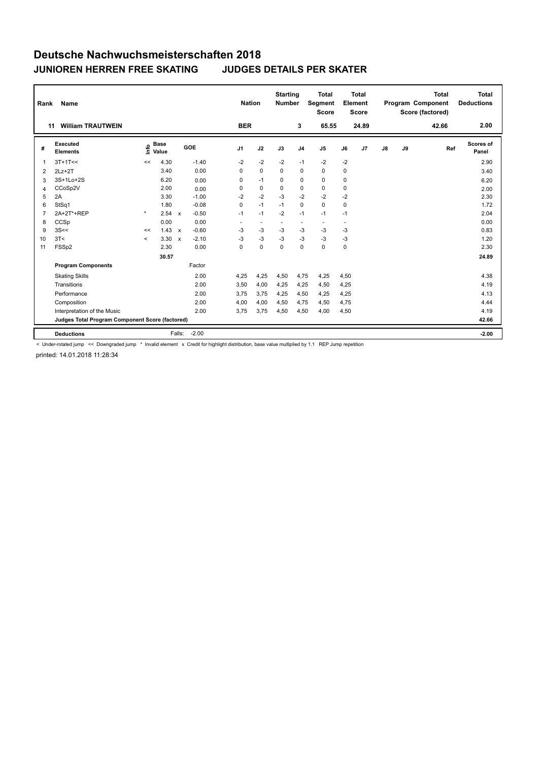# Deutsche Nachwuchsmeisterschaften 2018

## JUNIOREN HERREN FREE SKATING JUDGES DETAILS PER SKATER

| Rank | Name | Nation | Starting Number | Total Segment Score | Total Element Score | Total Program Component Score (factored) | Total Deductions |
|---|---|---|---|---|---|---|---|
| 11 | William TRAUTWEIN | BER | 3 | 65.55 | 24.89 | 42.66 | 2.00 |

| # | Executed Elements | Info | Base Value | | GOE | J1 | J2 | J3 | J4 | J5 | J6 | J7 | J8 | J9 | Ref | Scores of Panel |
|---|---|---|---|---|---|---|---|---|---|---|---|---|---|---|---|---|
| 1 | 3T+1T<< | << | 4.30 | | -1.40 | -2 | -2 | -2 | -1 | -2 | -2 | | | | | 2.90 |
| 2 | 2Lz+2T | | 3.40 | | 0.00 | 0 | 0 | 0 | 0 | 0 | 0 | | | | | 3.40 |
| 3 | 3S+1Lo+2S | | 6.20 | | 0.00 | 0 | -1 | 0 | 0 | 0 | 0 | | | | | 6.20 |
| 4 | CCoSp2V | | 2.00 | | 0.00 | 0 | 0 | 0 | 0 | 0 | 0 | | | | | 2.00 |
| 5 | 2A | | 3.30 | | -1.00 | -2 | -2 | -3 | -2 | -2 | -2 | | | | | 2.30 |
| 6 | StSq1 | | 1.80 | | -0.08 | 0 | -1 | -1 | 0 | 0 | 0 | | | | | 1.72 |
| 7 | 2A+2T*+REP | * | 2.54 | x | -0.50 | -1 | -1 | -2 | -1 | -1 | -1 | | | | | 2.04 |
| 8 | CCSp | | 0.00 | | 0.00 | - | - | - | - | - | - | | | | | 0.00 |
| 9 | 3S<< | << | 1.43 | x | -0.60 | -3 | -3 | -3 | -3 | -3 | -3 | | | | | 0.83 |
| 10 | 3T< | < | 3.30 | x | -2.10 | -3 | -3 | -3 | -3 | -3 | -3 | | | | | 1.20 |
| 11 | FSSp2 | | 2.30 | | 0.00 | 0 | 0 | 0 | 0 | 0 | 0 | | | | | 2.30 |
| | | | 30.57 | | | | | | | | | | | | | 24.89 |
| | **Program Components** | | | | Factor | | | | | | | | | | | |
| | Skating Skills | | | | 2.00 | 4,25 | 4,25 | 4,50 | 4,75 | 4,25 | 4,50 | | | | | 4.38 |
| | Transitions | | | | 2.00 | 3,50 | 4,00 | 4,25 | 4,25 | 4,50 | 4,25 | | | | | 4.19 |
| | Performance | | | | 2.00 | 3,75 | 3,75 | 4,25 | 4,50 | 4,25 | 4,25 | | | | | 4.13 |
| | Composition | | | | 2.00 | 4,00 | 4,00 | 4,50 | 4,75 | 4,50 | 4,75 | | | | | 4.44 |
| | Interpretation of the Music | | | | 2.00 | 3,75 | 3,75 | 4,50 | 4,50 | 4,00 | 4,50 | | | | | 4.19 |
| | **Judges Total Program Component Score (factored)** | | | | | | | | | | | | | | | 42.66 |
| | **Deductions** | | Falls: | | -2.00 | | | | | | | | | | | -2.00 |

< Under-rotated jump << Downgraded jump * Invalid element x Credit for highlight distribution, base value multiplied by 1.1 REP Jump repetition

printed: 14.01.2018 11:28:34